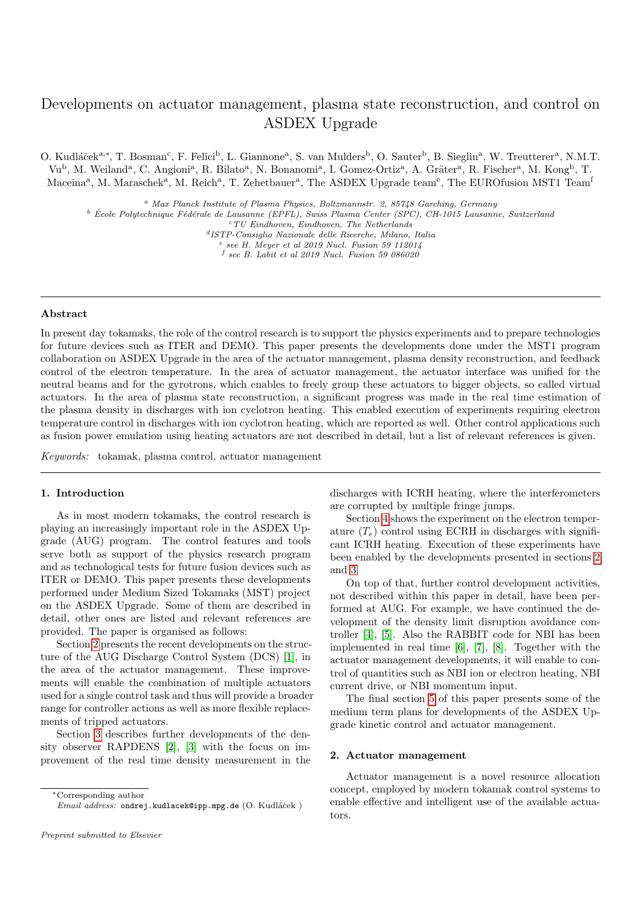# Developments on actuator management, plasma state reconstruction, and control on ASDEX Upgrade

O. Kudláček[a,*], T. Bosman[c], F. Felici[b], L. Giannone[a], S. van Mulders[b], O. Sauter[b], B. Sieglin[a], W. Treutterer[a], N.M.T. Vu[b], M. Weiland[a], C. Angioni[a], R. Bilato[a], N. Bonanomi[a], I. Gomez-Ortiz[a], A. Gräter[a], R. Fischer[a], M. Kong[b], T. Maceina[a], M. Maraschek[a], M. Reich[a], T. Zehetbauer[a], The ASDEX Upgrade team[e], The EUROfusion MST1 Team[f]

[a] *Max Planck Institute of Plasma Physics, Boltzmannstr. 2, 85748 Garching, Germany*

[b] *École Polytechnique Fédérale de Lausanne (EPFL), Swiss Plasma Center (SPC), CH-1015 Lausanne, Switzerland*

[c] *TU Eindhoven, Eindhoven, The Netherlands*

[d] *ISTP-Consiglio Nazionale delle Ricerche, Milano, Italia*

[e] *see H. Meyer et al 2019 Nucl. Fusion 59 112014*

[f] *see B. Labit et al 2019 Nucl. Fusion 59 086020*

## Abstract

In present day tokamaks, the role of the control research is to support the physics experiments and to prepare technologies for future devices such as ITER and DEMO. This paper presents the developments done under the MST1 program collaboration on ASDEX Upgrade in the area of the actuator management, plasma density reconstruction, and feedback control of the electron temperature. In the area of actuator management, the actuator interface was unified for the neutral beams and for the gyrotrons, which enables to freely group these actuators to bigger objects, so called virtual actuators. In the area of plasma state reconstruction, a significant progress was made in the real time estimation of the plasma density in discharges with ion cyclotron heating. This enabled execution of experiments requiring electron temperature control in discharges with ion cyclotron heating, which are reported as well. Other control applications such as fusion power emulation using heating actuators are not described in detail, but a list of relevant references is given.

*Keywords:* tokamak, plasma control, actuator management

## 1. Introduction

As in most modern tokamaks, the control research is playing an increasingly important role in the ASDEX Upgrade (AUG) program. The control features and tools serve both as support of the physics research program and as technological tests for future fusion devices such as ITER or DEMO. This paper presents these developments performed under Medium Sized Tokamaks (MST) project on the ASDEX Upgrade. Some of them are described in detail, other ones are listed and relevant references are provided. The paper is organised as follows:

Section 2 presents the recent developments on the structure of the AUG Discharge Control System (DCS) [1], in the area of the actuator management. These improvements will enable the combination of multiple actuators used for a single control task and thus will provide a broader range for controller actions as well as more flexible replacements of tripped actuators.

Section 3 describes further developments of the density observer RAPDENS [2], [3] with the focus on improvement of the real time density measurement in the discharges with ICRH heating, where the interferometers are corrupted by multiple fringe jumps.

Section 4 shows the experiment on the electron temperature ($T_e$) control using ECRH in discharges with significant ICRH heating. Execution of these experiments have been enabled by the developments presented in sections 2 and 3.

On top of that, further control development activities, not described within this paper in detail, have been performed at AUG. For example, we have continued the development of the density limit disruption avoidance controller [4], [5]. Also the RABBIT code for NBI has been implemented in real time [6], [7], [8]. Together with the actuator management developments, it will enable to control of quantities such as NBI ion or electron heating, NBI current drive, or NBI momentum input.

The final section 5 of this paper presents some of the medium term plans for developments of the ASDEX Upgrade kinetic control and actuator management.

## 2. Actuator management

Actuator management is a novel resource allocation concept, employed by modern tokamak control systems to enable effective and intelligent use of the available actuators.

*Corresponding author
*Email address:* ondrej.kudlacek@ipp.mpg.de (O. Kudláček )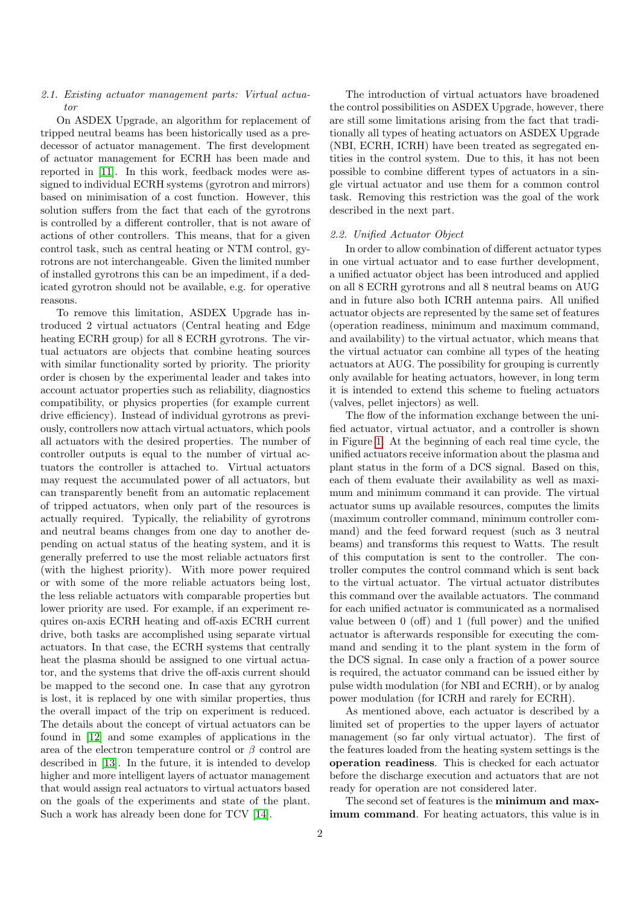### 2.1. Existing actuator management parts: Virtual actuator

On ASDEX Upgrade, an algorithm for replacement of tripped neutral beams has been historically used as a predecessor of actuator management. The first development of actuator management for ECRH has been made and reported in [11]. In this work, feedback modes were assigned to individual ECRH systems (gyrotron and mirrors) based on minimisation of a cost function. However, this solution suffers from the fact that each of the gyrotrons is controlled by a different controller, that is not aware of actions of other controllers. This means, that for a given control task, such as central heating or NTM control, gyrotrons are not interchangeable. Given the limited number of installed gyrotrons this can be an impediment, if a dedicated gyrotron should not be available, e.g. for operative reasons.

To remove this limitation, ASDEX Upgrade has introduced 2 virtual actuators (Central heating and Edge heating ECRH group) for all 8 ECRH gyrotrons. The virtual actuators are objects that combine heating sources with similar functionality sorted by priority. The priority order is chosen by the experimental leader and takes into account actuator properties such as reliability, diagnostics compatibility, or physics properties (for example current drive efficiency). Instead of individual gyrotrons as previously, controllers now attach virtual actuators, which pools all actuators with the desired properties. The number of controller outputs is equal to the number of virtual actuators the controller is attached to. Virtual actuators may request the accumulated power of all actuators, but can transparently benefit from an automatic replacement of tripped actuators, when only part of the resources is actually required. Typically, the reliability of gyrotrons and neutral beams changes from one day to another depending on actual status of the heating system, and it is generally preferred to use the most reliable actuators first (with the highest priority). With more power required or with some of the more reliable actuators being lost, the less reliable actuators with comparable properties but lower priority are used. For example, if an experiment requires on-axis ECRH heating and off-axis ECRH current drive, both tasks are accomplished using separate virtual actuators. In that case, the ECRH systems that centrally heat the plasma should be assigned to one virtual actuator, and the systems that drive the off-axis current should be mapped to the second one. In case that any gyrotron is lost, it is replaced by one with similar properties, thus the overall impact of the trip on experiment is reduced. The details about the concept of virtual actuators can be found in [12] and some examples of applications in the area of the electron temperature control or $\beta$ control are described in [13]. In the future, it is intended to develop higher and more intelligent layers of actuator management that would assign real actuators to virtual actuators based on the goals of the experiments and state of the plant. Such a work has already been done for TCV [14].

The introduction of virtual actuators have broadened the control possibilities on ASDEX Upgrade, however, there are still some limitations arising from the fact that traditionally all types of heating actuators on ASDEX Upgrade (NBI, ECRH, ICRH) have been treated as segregated entities in the control system. Due to this, it has not been possible to combine different types of actuators in a single virtual actuator and use them for a common control task. Removing this restriction was the goal of the work described in the next part.

### 2.2. Unified Actuator Object

In order to allow combination of different actuator types in one virtual actuator and to ease further development, a unified actuator object has been introduced and applied on all 8 ECRH gyrotrons and all 8 neutral beams on AUG and in future also both ICRH antenna pairs. All unified actuator objects are represented by the same set of features (operation readiness, minimum and maximum command, and availability) to the virtual actuator, which means that the virtual actuator can combine all types of the heating actuators at AUG. The possibility for grouping is currently only available for heating actuators, however, in long term it is intended to extend this scheme to fueling actuators (valves, pellet injectors) as well.

The flow of the information exchange between the unified actuator, virtual actuator, and a controller is shown in Figure 1. At the beginning of each real time cycle, the unified actuators receive information about the plasma and plant status in the form of a DCS signal. Based on this, each of them evaluate their availability as well as maximum and minimum command it can provide. The virtual actuator sums up available resources, computes the limits (maximum controller command, minimum controller command) and the feed forward request (such as 3 neutral beams) and transforms this request to Watts. The result of this computation is sent to the controller. The controller computes the control command which is sent back to the virtual actuator. The virtual actuator distributes this command over the available actuators. The command for each unified actuator is communicated as a normalised value between 0 (off) and 1 (full power) and the unified actuator is afterwards responsible for executing the command and sending it to the plant system in the form of the DCS signal. In case only a fraction of a power source is required, the actuator command can be issued either by pulse width modulation (for NBI and ECRH), or by analog power modulation (for ICRH and rarely for ECRH).

As mentioned above, each actuator is described by a limited set of properties to the upper layers of actuator management (so far only virtual actuator). The first of the features loaded from the heating system settings is the **operation readiness**. This is checked for each actuator before the discharge execution and actuators that are not ready for operation are not considered later.

The second set of features is the **minimum and maximum command**. For heating actuators, this value is in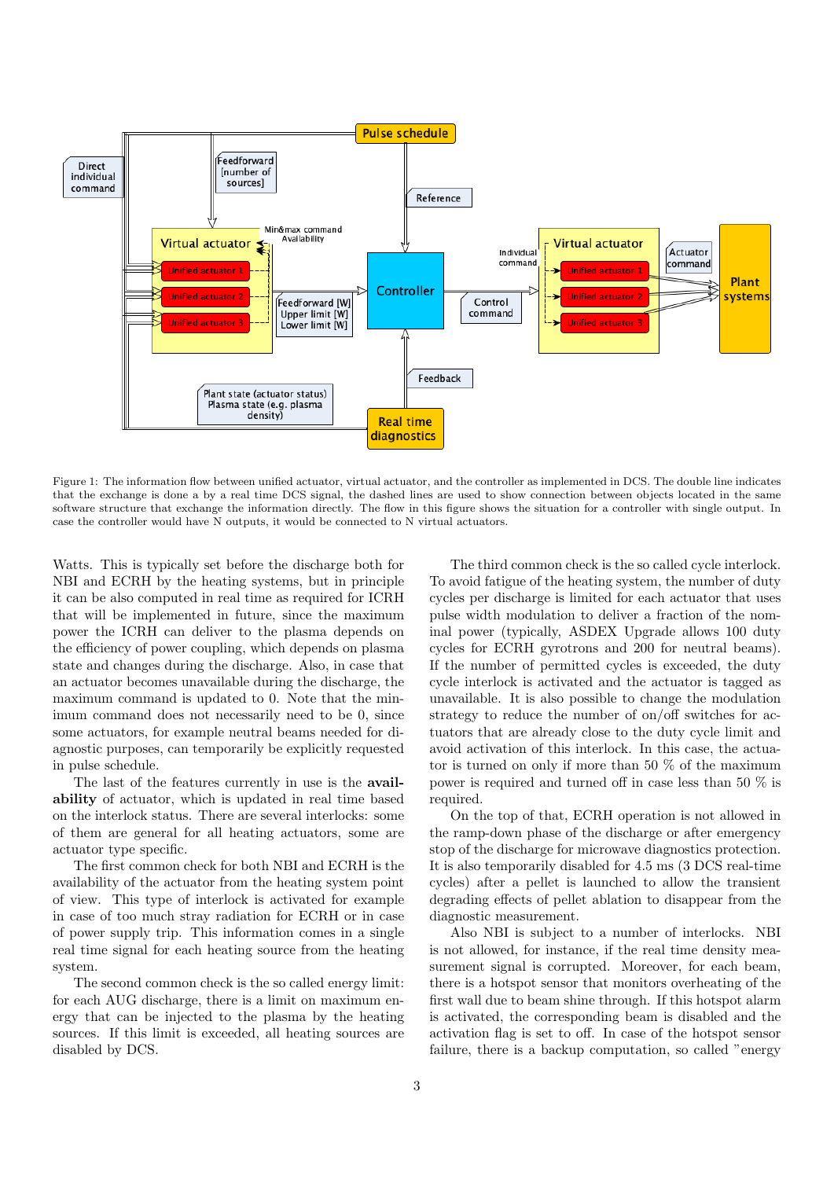Figure 1: The information flow between unified actuator, virtual actuator, and the controller as implemented in DCS. The double line indicates that the exchange is done a by a real time DCS signal, the dashed lines are used to show connection between objects located in the same software structure that exchange the information directly. The flow in this figure shows the situation for a controller with single output. In case the controller would have N outputs, it would be connected to N virtual actuators.

Watts. This is typically set before the discharge both for NBI and ECRH by the heating systems, but in principle it can be also computed in real time as required for ICRH that will be implemented in future, since the maximum power the ICRH can deliver to the plasma depends on the efficiency of power coupling, which depends on plasma state and changes during the discharge. Also, in case that an actuator becomes unavailable during the discharge, the maximum command is updated to 0. Note that the minimum command does not necessarily need to be 0, since some actuators, for example neutral beams needed for diagnostic purposes, can temporarily be explicitly requested in pulse schedule.

The last of the features currently in use is the **availability** of actuator, which is updated in real time based on the interlock status. There are several interlocks: some of them are general for all heating actuators, some are actuator type specific.

The first common check for both NBI and ECRH is the availability of the actuator from the heating system point of view. This type of interlock is activated for example in case of too much stray radiation for ECRH or in case of power supply trip. This information comes in a single real time signal for each heating source from the heating system.

The second common check is the so called energy limit: for each AUG discharge, there is a limit on maximum energy that can be injected to the plasma by the heating sources. If this limit is exceeded, all heating sources are disabled by DCS.

The third common check is the so called cycle interlock. To avoid fatigue of the heating system, the number of duty cycles per discharge is limited for each actuator that uses pulse width modulation to deliver a fraction of the nominal power (typically, ASDEX Upgrade allows 100 duty cycles for ECRH gyrotrons and 200 for neutral beams). If the number of permitted cycles is exceeded, the duty cycle interlock is activated and the actuator is tagged as unavailable. It is also possible to change the modulation strategy to reduce the number of on/off switches for actuators that are already close to the duty cycle limit and avoid activation of this interlock. In this case, the actuator is turned on only if more than 50 % of the maximum power is required and turned off in case less than 50 % is required.

On the top of that, ECRH operation is not allowed in the ramp-down phase of the discharge or after emergency stop of the discharge for microwave diagnostics protection. It is also temporarily disabled for 4.5 ms (3 DCS real-time cycles) after a pellet is launched to allow the transient degrading effects of pellet ablation to disappear from the diagnostic measurement.

Also NBI is subject to a number of interlocks. NBI is not allowed, for instance, if the real time density measurement signal is corrupted. Moreover, for each beam, there is a hotspot sensor that monitors overheating of the first wall due to beam shine through. If this hotspot alarm is activated, the corresponding beam is disabled and the activation flag is set to off. In case of the hotspot sensor failure, there is a backup computation, so called "energy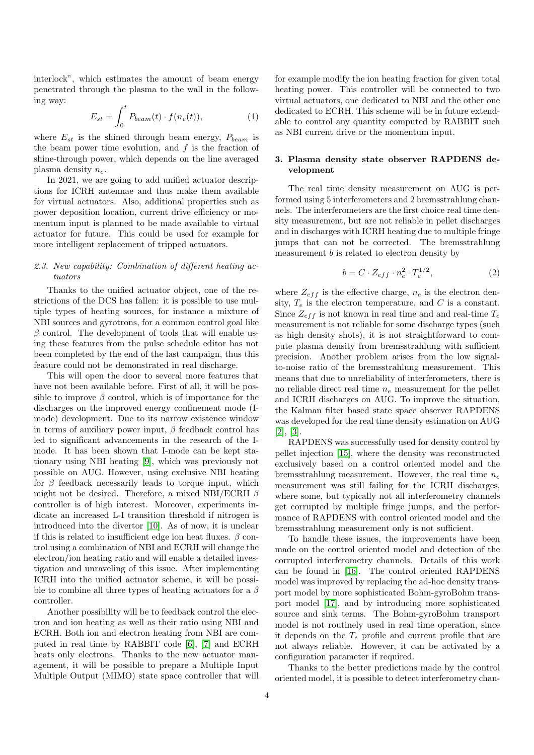interlock", which estimates the amount of beam energy penetrated through the plasma to the wall in the following way:

$$E_{st} = \int_0^t P_{beam}(t) \cdot f(n_e(t)), \tag{1}$$

where $E_{st}$ is the shined through beam energy, $P_{beam}$ is the beam power time evolution, and $f$ is the fraction of shine-through power, which depends on the line averaged plasma density $n_e$.

In 2021, we are going to add unified actuator descriptions for ICRH antennae and thus make them available for virtual actuators. Also, additional properties such as power deposition location, current drive efficiency or momentum input is planned to be made available to virtual actuator for future. This could be used for example for more intelligent replacement of tripped actuators.

### 2.3. New capability: Combination of different heating actuators

Thanks to the unified actuator object, one of the restrictions of the DCS has fallen: it is possible to use multiple types of heating sources, for instance a mixture of NBI sources and gyrotrons, for a common control goal like $\beta$ control. The development of tools that will enable using these features from the pulse schedule editor has not been completed by the end of the last campaign, thus this feature could not be demonstrated in real discharge.

This will open the door to several more features that have not been available before. First of all, it will be possible to improve $\beta$ control, which is of importance for the discharges on the improved energy confinement mode (I-mode) development. Due to its narrow existence window in terms of auxiliary power input, $\beta$ feedback control has led to significant advancements in the research of the I-mode. It has been shown that I-mode can be kept stationary using NBI heating [9], which was previously not possible on AUG. However, using exclusive NBI heating for $\beta$ feedback necessarily leads to torque input, which might not be desired. Therefore, a mixed NBI/ECRH $\beta$ controller is of high interest. Moreover, experiments indicate an increased L-I transition threshold if nitrogen is introduced into the divertor [10]. As of now, it is unclear if this is related to insufficient edge ion heat fluxes. $\beta$ control using a combination of NBI and ECRH will change the electron/ion heating ratio and will enable a detailed investigation and unraveling of this issue. After implementing ICRH into the unified actuator scheme, it will be possible to combine all three types of heating actuators for a $\beta$ controller.

Another possibility will be to feedback control the electron and ion heating as well as their ratio using NBI and ECRH. Both ion and electron heating from NBI are computed in real time by RABBIT code [6], [7] and ECRH heats only electrons. Thanks to the new actuator management, it will be possible to prepare a Multiple Input Multiple Output (MIMO) state space controller that will for example modify the ion heating fraction for given total heating power. This controller will be connected to two virtual actuators, one dedicated to NBI and the other one dedicated to ECRH. This scheme will be in future extendable to control any quantity computed by RABBIT such as NBI current drive or the momentum input.

## 3. Plasma density state observer RAPDENS development

The real time density measurement on AUG is performed using 5 interferometers and 2 bremsstrahlung channels. The interferometers are the first choice real time density measurement, but are not reliable in pellet discharges and in discharges with ICRH heating due to multiple fringe jumps that can not be corrected. The bremsstrahlung measurement $b$ is related to electron density by

$$b = C \cdot Z_{eff} \cdot n_e^2 \cdot T_e^{1/2}, \tag{2}$$

where $Z_{eff}$ is the effective charge, $n_e$ is the electron density, $T_e$ is the electron temperature, and $C$ is a constant. Since $Z_{eff}$ is not known in real time and real-time $T_e$ measurement is not reliable for some discharge types (such as high density shots), it is not straightforward to compute plasma density from bremsstrahlung with sufficient precision. Another problem arises from the low signal-to-noise ratio of the bremsstrahlung measurement. This means that due to unreliability of interferometers, there is no reliable direct real time $n_e$ measurement for the pellet and ICRH discharges on AUG. To improve the situation, the Kalman filter based state space observer RAPDENS was developed for the real time density estimation on AUG [2], [3].

RAPDENS was successfully used for density control by pellet injection [15], where the density was reconstructed exclusively based on a control oriented model and the bremsstrahlung measurement. However, the real time $n_e$ measurement was still failing for the ICRH discharges, where some, but typically not all interferometry channels get corrupted by multiple fringe jumps, and the performance of RAPDENS with control oriented model and the bremsstrahlung measurement only is not sufficient.

To handle these issues, the improvements have been made on the control oriented model and detection of the corrupted interferometry channels. Details of this work can be found in [16]. The control oriented RAPDENS model was improved by replacing the ad-hoc density transport model by more sophisticated Bohm-gyroBohm transport model [17], and by introducing more sophisticated source and sink terms. The Bohm-gyroBohm transport model is not routinely used in real time operation, since it depends on the $T_e$ profile and current profile that are not always reliable. However, it can be activated by a configuration parameter if required.

Thanks to the better predictions made by the control oriented model, it is possible to detect interferometry chan-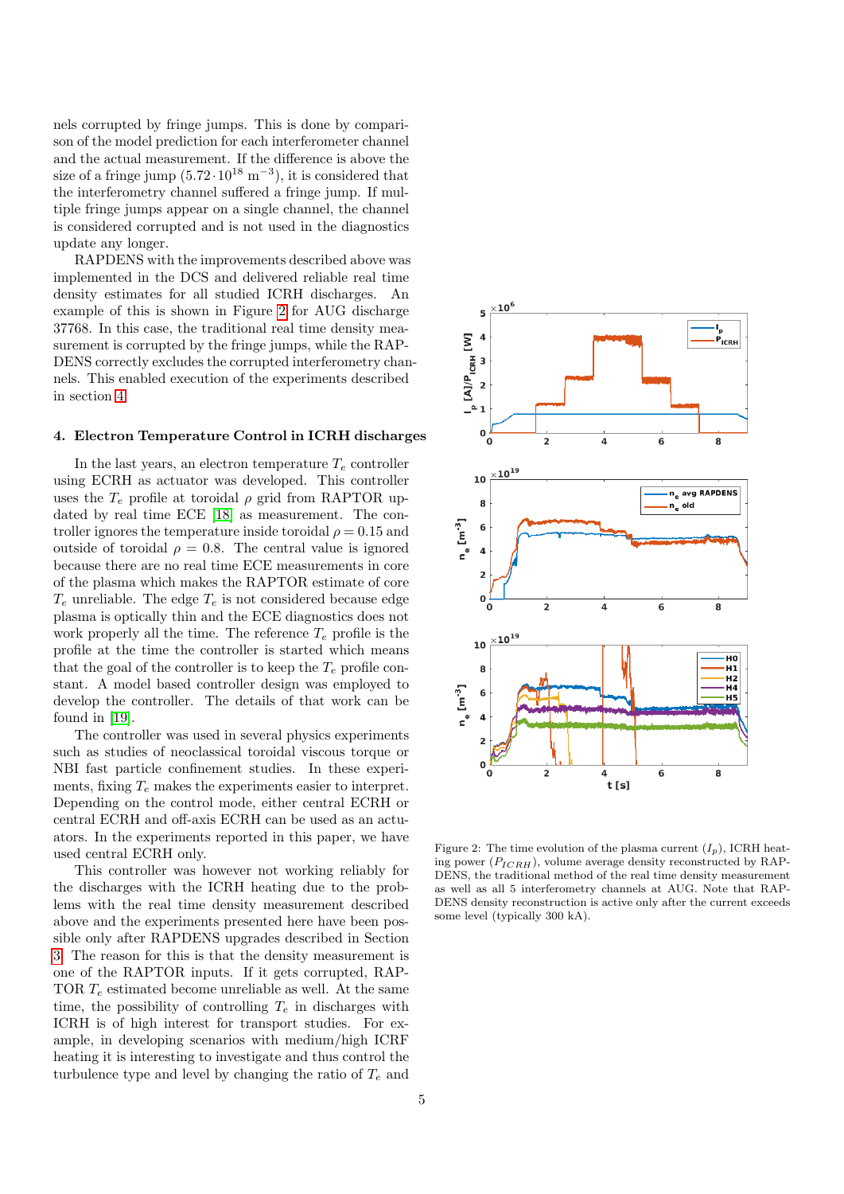nels corrupted by fringe jumps. This is done by comparison of the model prediction for each interferometer channel and the actual measurement. If the difference is above the size of a fringe jump ($5.72 \cdot 10^{18}$ m$^{-3}$), it is considered that the interferometry channel suffered a fringe jump. If multiple fringe jumps appear on a single channel, the channel is considered corrupted and is not used in the diagnostics update any longer.

RAPDENS with the improvements described above was implemented in the DCS and delivered reliable real time density estimates for all studied ICRH discharges. An example of this is shown in Figure 2 for AUG discharge 37768. In this case, the traditional real time density measurement is corrupted by the fringe jumps, while the RAPDENS correctly excludes the corrupted interferometry channels. This enabled execution of the experiments described in section 4.

## 4. Electron Temperature Control in ICRH discharges

In the last years, an electron temperature $T_e$ controller using ECRH as actuator was developed. This controller uses the $T_e$ profile at toroidal $\rho$ grid from RAPTOR updated by real time ECE [18] as measurement. The controller ignores the temperature inside toroidal $\rho = 0.15$ and outside of toroidal $\rho = 0.8$. The central value is ignored because there are no real time ECE measurements in core of the plasma which makes the RAPTOR estimate of core $T_e$ unreliable. The edge $T_e$ is not considered because edge plasma is optically thin and the ECE diagnostics does not work properly all the time. The reference $T_e$ profile is the profile at the time the controller is started which means that the goal of the controller is to keep the $T_e$ profile constant. A model based controller design was employed to develop the controller. The details of that work can be found in [19].

The controller was used in several physics experiments such as studies of neoclassical toroidal viscous torque or NBI fast particle confinement studies. In these experiments, fixing $T_e$ makes the experiments easier to interpret. Depending on the control mode, either central ECRH or central ECRH and off-axis ECRH can be used as an actuators. In the experiments reported in this paper, we have used central ECRH only.

This controller was however not working reliably for the discharges with the ICRH heating due to the problems with the real time density measurement described above and the experiments presented here have been possible only after RAPDENS upgrades described in Section 3. The reason for this is that the density measurement is one of the RAPTOR inputs. If it gets corrupted, RAPTOR $T_e$ estimated become unreliable as well. At the same time, the possibility of controlling $T_e$ in discharges with ICRH is of high interest for transport studies. For example, in developing scenarios with medium/high ICRF heating it is interesting to investigate and thus control the turbulence type and level by changing the ratio of $T_e$ and

Figure 2: The time evolution of the plasma current ($I_p$), ICRH heating power ($P_{ICRH}$), volume average density reconstructed by RAPDENS, the traditional method of the real time density measurement as well as all 5 interferometry channels at AUG. Note that RAPDENS density reconstruction is active only after the current exceeds some level (typically 300 kA).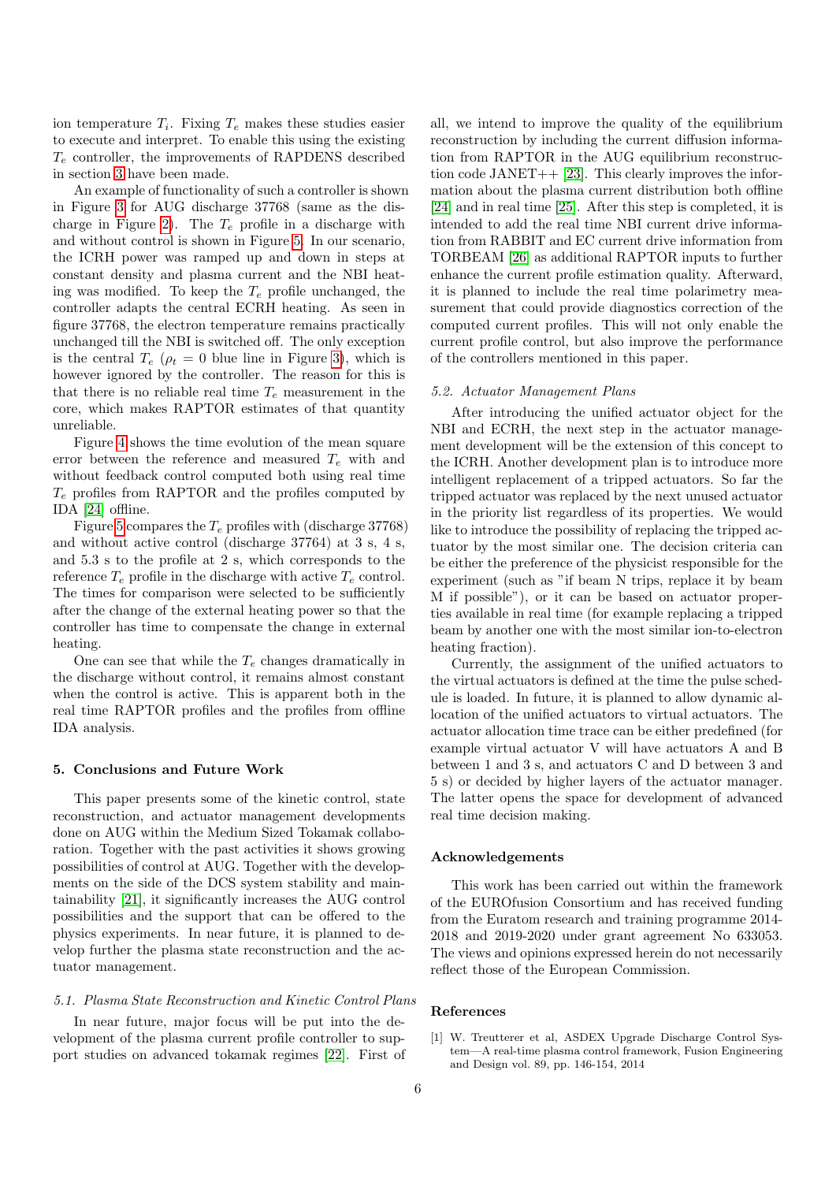ion temperature $T_i$. Fixing $T_e$ makes these studies easier to execute and interpret. To enable this using the existing $T_e$ controller, the improvements of RAPDENS described in section 3 have been made.

An example of functionality of such a controller is shown in Figure 3 for AUG discharge 37768 (same as the discharge in Figure 2). The $T_e$ profile in a discharge with and without control is shown in Figure 5. In our scenario, the ICRH power was ramped up and down in steps at constant density and plasma current and the NBI heating was modified. To keep the $T_e$ profile unchanged, the controller adapts the central ECRH heating. As seen in figure 37768, the electron temperature remains practically unchanged till the NBI is switched off. The only exception is the central $T_e$ ($\rho_t = 0$ blue line in Figure 3), which is however ignored by the controller. The reason for this is that there is no reliable real time $T_e$ measurement in the core, which makes RAPTOR estimates of that quantity unreliable.

Figure 4 shows the time evolution of the mean square error between the reference and measured $T_e$ with and without feedback control computed both using real time $T_e$ profiles from RAPTOR and the profiles computed by IDA [24] offline.

Figure 5 compares the $T_e$ profiles with (discharge 37768) and without active control (discharge 37764) at 3 s, 4 s, and 5.3 s to the profile at 2 s, which corresponds to the reference $T_e$ profile in the discharge with active $T_e$ control. The times for comparison were selected to be sufficiently after the change of the external heating power so that the controller has time to compensate the change in external heating.

One can see that while the $T_e$ changes dramatically in the discharge without control, it remains almost constant when the control is active. This is apparent both in the real time RAPTOR profiles and the profiles from offline IDA analysis.

## 5. Conclusions and Future Work

This paper presents some of the kinetic control, state reconstruction, and actuator management developments done on AUG within the Medium Sized Tokamak collaboration. Together with the past activities it shows growing possibilities of control at AUG. Together with the developments on the side of the DCS system stability and maintainability [21], it significantly increases the AUG control possibilities and the support that can be offered to the physics experiments. In near future, it is planned to develop further the plasma state reconstruction and the actuator management.

### *5.1. Plasma State Reconstruction and Kinetic Control Plans*

In near future, major focus will be put into the development of the plasma current profile controller to support studies on advanced tokamak regimes [22]. First of all, we intend to improve the quality of the equilibrium reconstruction by including the current diffusion information from RAPTOR in the AUG equilibrium reconstruction code JANET++ [23]. This clearly improves the information about the plasma current distribution both offline [24] and in real time [25]. After this step is completed, it is intended to add the real time NBI current drive information from RABBIT and EC current drive information from TORBEAM [26] as additional RAPTOR inputs to further enhance the current profile estimation quality. Afterward, it is planned to include the real time polarimetry measurement that could provide diagnostics correction of the computed current profiles. This will not only enable the current profile control, but also improve the performance of the controllers mentioned in this paper.

### *5.2. Actuator Management Plans*

After introducing the unified actuator object for the NBI and ECRH, the next step in the actuator management development will be the extension of this concept to the ICRH. Another development plan is to introduce more intelligent replacement of a tripped actuators. So far the tripped actuator was replaced by the next unused actuator in the priority list regardless of its properties. We would like to introduce the possibility of replacing the tripped actuator by the most similar one. The decision criteria can be either the preference of the physicist responsible for the experiment (such as "if beam N trips, replace it by beam M if possible"), or it can be based on actuator properties available in real time (for example replacing a tripped beam by another one with the most similar ion-to-electron heating fraction).

Currently, the assignment of the unified actuators to the virtual actuators is defined at the time the pulse schedule is loaded. In future, it is planned to allow dynamic allocation of the unified actuators to virtual actuators. The actuator allocation time trace can be either predefined (for example virtual actuator V will have actuators A and B between 1 and 3 s, and actuators C and D between 3 and 5 s) or decided by higher layers of the actuator manager. The latter opens the space for development of advanced real time decision making.

## Acknowledgements

This work has been carried out within the framework of the EUROfusion Consortium and has received funding from the Euratom research and training programme 2014-2018 and 2019-2020 under grant agreement No 633053. The views and opinions expressed herein do not necessarily reflect those of the European Commission.

## References

[1] W. Treutterer et al, ASDEX Upgrade Discharge Control System—A real-time plasma control framework, Fusion Engineering and Design vol. 89, pp. 146-154, 2014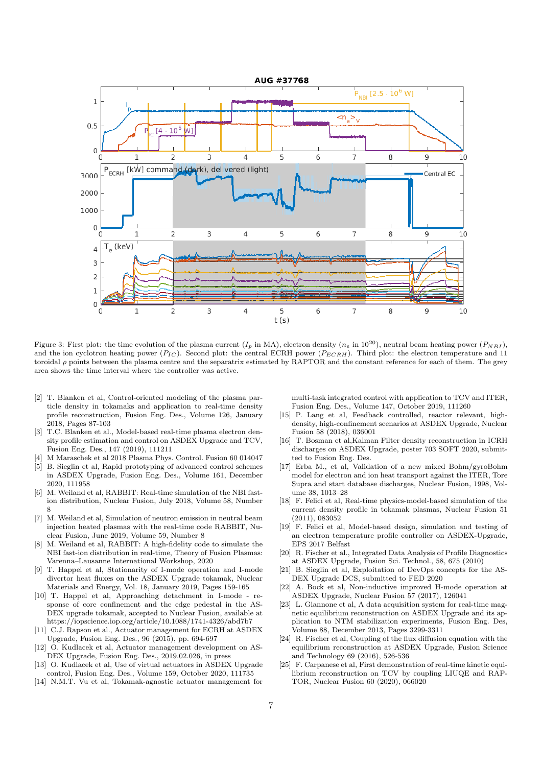Figure 3: First plot: the time evolution of the plasma current ($I_p$ in MA), electron density ($n_e$ in $10^{20}$), neutral beam heating power ($P_{NBI}$), and the ion cyclotron heating power ($P_{IC}$). Second plot: the central ECRH power ($P_{ECRH}$). Third plot: the electron temperature and 11 toroidal $\rho$ points between the plasma centre and the separatrix estimated by RAPTOR and the constant reference for each of them. The grey area shows the time interval where the controller was active.

- [2] T. Blanken et al, Control-oriented modeling of the plasma particle density in tokamaks and application to real-time density profile reconstruction, Fusion Eng. Des., Volume 126, January 2018, Pages 87-103
- [3] T.C. Blanken et al., Model-based real-time plasma electron density profile estimation and control on ASDEX Upgrade and TCV, Fusion Eng. Des., 147 (2019), 111211
- [4] M Maraschek et al 2018 Plasma Phys. Control. Fusion 60 014047
- [5] B. Sieglin et al, Rapid prototyping of advanced control schemes in ASDEX Upgrade, Fusion Eng. Des., Volume 161, December 2020, 111958
- [6] M. Weiland et al, RABBIT: Real-time simulation of the NBI fast-ion distribution, Nuclear Fusion, July 2018, Volume 58, Number 8
- [7] M. Weiland et al, Simulation of neutron emission in neutral beam injection heated plasmas with the real-time code RABBIT, Nuclear Fusion, June 2019, Volume 59, Number 8
- [8] M. Weiland et al, RABBIT: A high-fidelity code to simulate the NBI fast-ion distribution in real-time, Theory of Fusion Plasmas: Varenna–Lausanne International Workshop, 2020
- [9] T. Happel et al, Stationarity of I-mode operation and I-mode divertor heat fluxes on the ASDEX Upgrade tokamak, Nuclear Materials and Energy, Vol. 18, January 2019, Pages 159-165
- [10] T. Happel et al, Approaching detachment in I-mode - response of core confinement and the edge pedestal in the ASDEX upgrade tokamak, accepted to Nuclear Fusion, available at https://iopscience.iop.org/article/10.1088/1741-4326/abd7b7
- [11] C.J. Rapson et al, Actuator management for ECRH at ASDEX Upgrade, Fusion Eng. Des., 96 (2015), pp. 694-697
- [12] O. Kudlacek et al, Actuator management development on ASDEX Upgrade, Fusion Eng. Des., 2019.02.026, in press
- [13] O. Kudlacek et al, Use of virtual actuators in ASDEX Upgrade control, Fusion Eng. Des., Volume 159, October 2020, 111735
- [14] N.M.T. Vu et al, Tokamak-agnostic actuator management for multi-task integrated control with application to TCV and ITER, Fusion Eng. Des., Volume 147, October 2019, 111260
- [15] P. Lang et al, Feedback controlled, reactor relevant, high-density, high-confinement scenarios at ASDEX Upgrade, Nuclear Fusion 58 (2018), 036001
- [16] T. Bosman et al,Kalman Filter density reconstruction in ICRH discharges on ASDEX Upgrade, poster 703 SOFT 2020, submitted to Fusion Eng. Des.
- [17] Erba M., et al, Validation of a new mixed Bohm/gyroBohm model for electron and ion heat transport against the ITER, Tore Supra and start database discharges, Nuclear Fusion, 1998, Volume 38, 1013–28
- [18] F. Felici et al, Real-time physics-model-based simulation of the current density profile in tokamak plasmas, Nuclear Fusion 51 (2011), 083052
- [19] F. Felici et al, Model-based design, simulation and testing of an electron temperature profile controller on ASDEX-Upgrade, EPS 2017 Belfast
- [20] R. Fischer et al., Integrated Data Analysis of Profile Diagnostics at ASDEX Upgrade, Fusion Sci. Technol., 58, 675 (2010)
- [21] B. Sieglin et al, Exploitation of DevOps concepts for the ASDEX Upgrade DCS, submitted to FED 2020
- [22] A. Bock et al, Non-inductive improved H-mode operation at ASDEX Upgrade, Nuclear Fusion 57 (2017), 126041
- [23] L. Giannone et al, A data acquisition system for real-time magnetic equilibrium reconstruction on ASDEX Upgrade and its application to NTM stabilization experiments, Fusion Eng. Des, Volume 88, December 2013, Pages 3299-3311
- [24] R. Fischer et al, Coupling of the flux diffusion equation with the equilibrium reconstruction at ASDEX Upgrade, Fusion Science and Technology 69 (2016), 526-536
- [25] F. Carpanese et al, First demonstration of real-time kinetic equilibrium reconstruction on TCV by coupling LIUQE and RAPTOR, Nuclear Fusion 60 (2020), 066020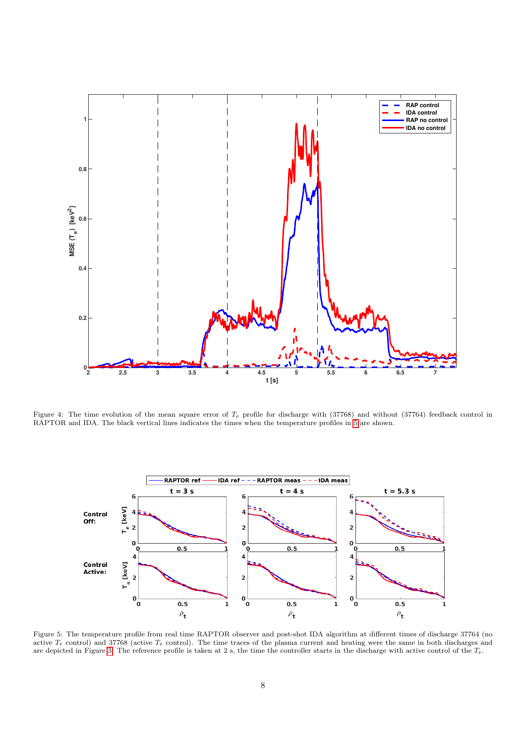Figure 4: The time evolution of the mean square error of $T_e$ profile for discharge with (37768) and without (37764) feedback control in RAPTOR and IDA. The black vertical lines indicates the times when the temperature profiles in 5 are shown.

Figure 5: The temperature profile from real time RAPTOR observer and post-shot IDA algorithm at different times of discharge 37764 (no active $T_e$ control) and 37768 (active $T_e$ control). The time traces of the plasma current and heating were the same in both discharges and are depicted in Figure 3. The reference profile is taken at 2 s, the time the controller starts in the discharge with active control of the $T_e$.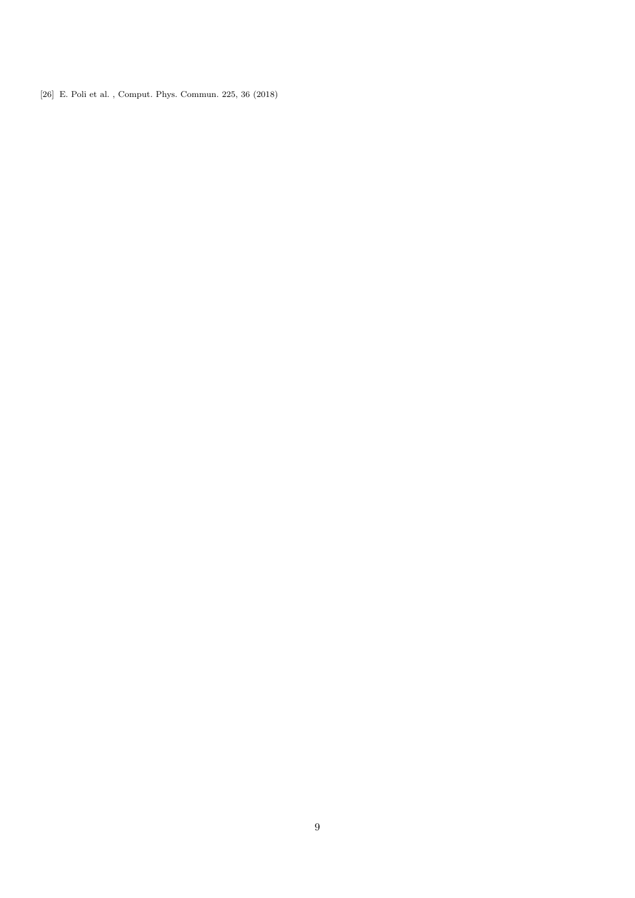[26] E. Poli et al. , Comput. Phys. Commun. 225, 36 (2018)